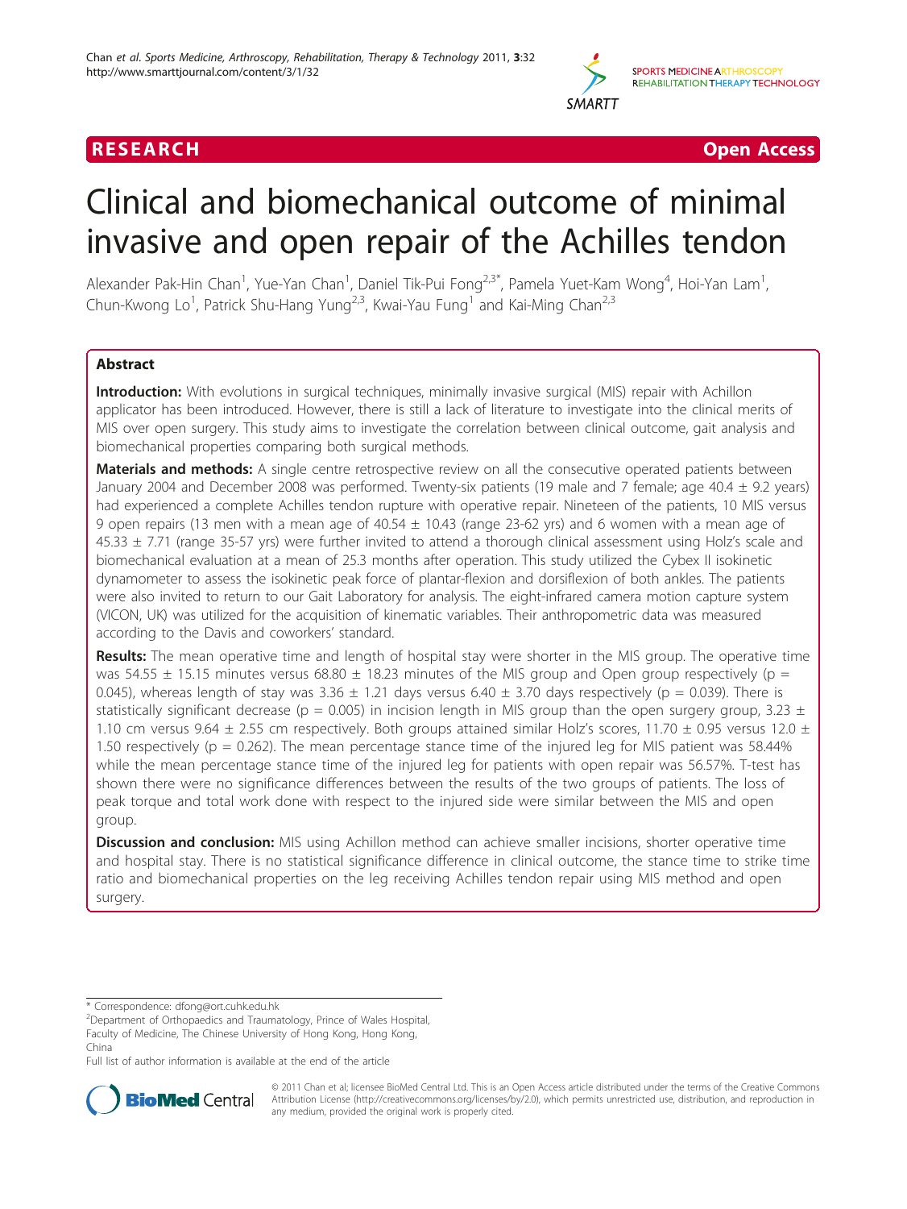RESEARCH Open Access

# Clinical and biomechanical outcome of minimal invasive and open repair of the Achilles tendon

Alexander Pak-Hin Chan[1], Yue-Yan Chan[1], Daniel Tik-Pui Fong[2,3*], Pamela Yuet-Kam Wong[4], Hoi-Yan Lam[1], Chun-Kwong Lo[1], Patrick Shu-Hang Yung[2,3], Kwai-Yau Fung[1] and Kai-Ming Chan[2,3]

## Abstract

**Introduction:** With evolutions in surgical techniques, minimally invasive surgical (MIS) repair with Achillon applicator has been introduced. However, there is still a lack of literature to investigate into the clinical merits of MIS over open surgery. This study aims to investigate the correlation between clinical outcome, gait analysis and biomechanical properties comparing both surgical methods.

**Materials and methods:** A single centre retrospective review on all the consecutive operated patients between January 2004 and December 2008 was performed. Twenty-six patients (19 male and 7 female; age 40.4 ± 9.2 years) had experienced a complete Achilles tendon rupture with operative repair. Nineteen of the patients, 10 MIS versus 9 open repairs (13 men with a mean age of 40.54 ± 10.43 (range 23-62 yrs) and 6 women with a mean age of 45.33 ± 7.71 (range 35-57 yrs) were further invited to attend a thorough clinical assessment using Holz's scale and biomechanical evaluation at a mean of 25.3 months after operation. This study utilized the Cybex II isokinetic dynamometer to assess the isokinetic peak force of plantar-flexion and dorsiflexion of both ankles. The patients were also invited to return to our Gait Laboratory for analysis. The eight-infrared camera motion capture system (VICON, UK) was utilized for the acquisition of kinematic variables. Their anthropometric data was measured according to the Davis and coworkers' standard.

**Results:** The mean operative time and length of hospital stay were shorter in the MIS group. The operative time was 54.55 ± 15.15 minutes versus 68.80 ± 18.23 minutes of the MIS group and Open group respectively ($p = 0.045$), whereas length of stay was 3.36 ± 1.21 days versus 6.40 ± 3.70 days respectively ($p = 0.039$). There is statistically significant decrease ($p = 0.005$) in incision length in MIS group than the open surgery group, 3.23 ± 1.10 cm versus 9.64 ± 2.55 cm respectively. Both groups attained similar Holz's scores, 11.70 ± 0.95 versus 12.0 ± 1.50 respectively ($p = 0.262$). The mean percentage stance time of the injured leg for MIS patient was 58.44% while the mean percentage stance time of the injured leg for patients with open repair was 56.57%. T-test has shown there were no significance differences between the results of the two groups of patients. The loss of peak torque and total work done with respect to the injured side were similar between the MIS and open group.

**Discussion and conclusion:** MIS using Achillon method can achieve smaller incisions, shorter operative time and hospital stay. There is no statistical significance difference in clinical outcome, the stance time to strike time ratio and biomechanical properties on the leg receiving Achilles tendon repair using MIS method and open surgery.

\* Correspondence: dfong@ort.cuhk.edu.hk
[2]Department of Orthopaedics and Traumatology, Prince of Wales Hospital, Faculty of Medicine, The Chinese University of Hong Kong, Hong Kong, China
Full list of author information is available at the end of the article

© 2011 Chan et al; licensee BioMed Central Ltd. This is an Open Access article distributed under the terms of the Creative Commons Attribution License (http://creativecommons.org/licenses/by/2.0), which permits unrestricted use, distribution, and reproduction in any medium, provided the original work is properly cited.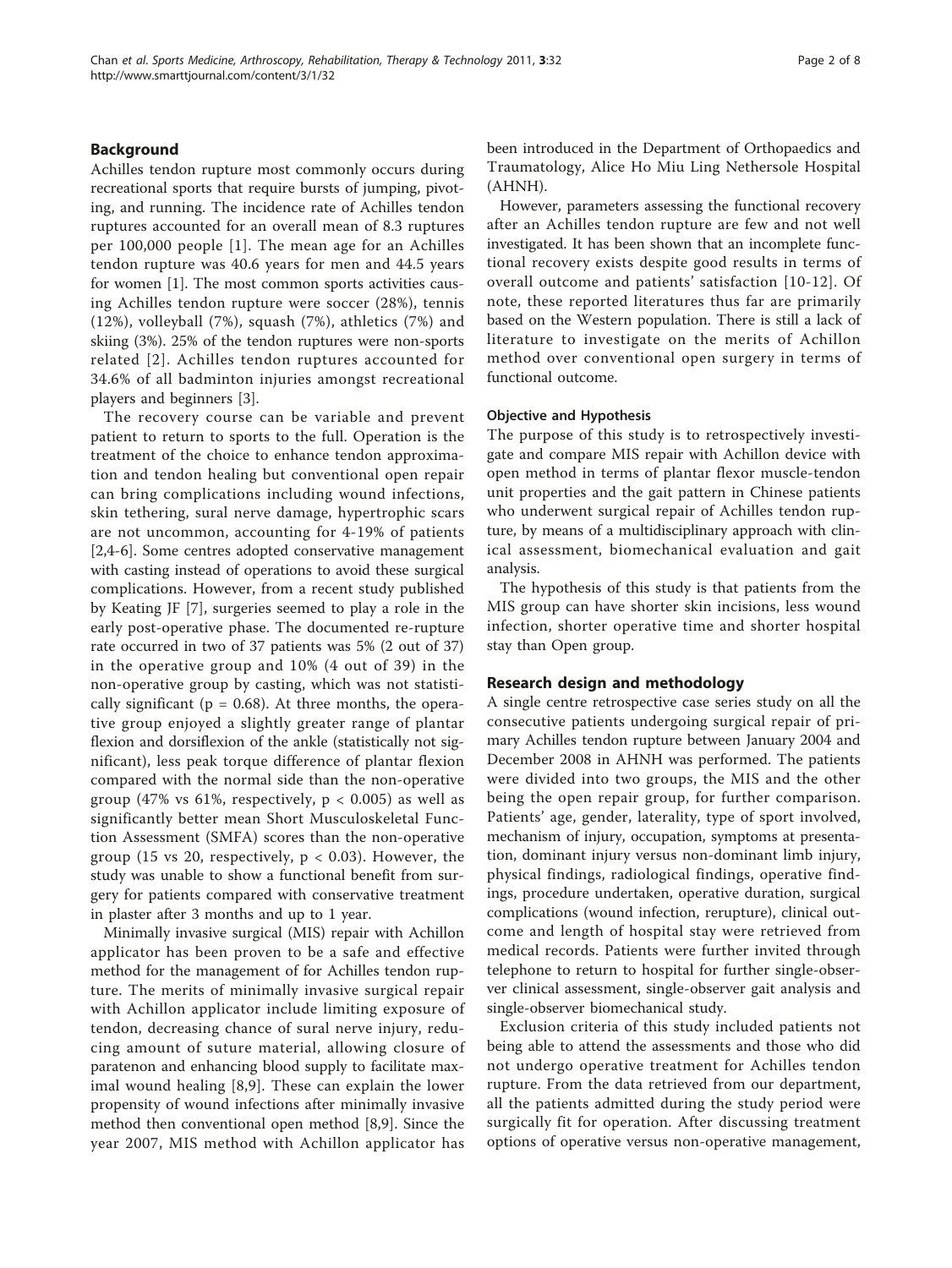## Background

Achilles tendon rupture most commonly occurs during recreational sports that require bursts of jumping, pivoting, and running. The incidence rate of Achilles tendon ruptures accounted for an overall mean of 8.3 ruptures per 100,000 people [1]. The mean age for an Achilles tendon rupture was 40.6 years for men and 44.5 years for women [1]. The most common sports activities causing Achilles tendon rupture were soccer (28%), tennis (12%), volleyball (7%), squash (7%), athletics (7%) and skiing (3%). 25% of the tendon ruptures were non-sports related [2]. Achilles tendon ruptures accounted for 34.6% of all badminton injuries amongst recreational players and beginners [3].

The recovery course can be variable and prevent patient to return to sports to the full. Operation is the treatment of the choice to enhance tendon approximation and tendon healing but conventional open repair can bring complications including wound infections, skin tethering, sural nerve damage, hypertrophic scars are not uncommon, accounting for 4-19% of patients [2,4-6]. Some centres adopted conservative management with casting instead of operations to avoid these surgical complications. However, from a recent study published by Keating JF [7], surgeries seemed to play a role in the early post-operative phase. The documented re-rupture rate occurred in two of 37 patients was 5% (2 out of 37) in the operative group and 10% (4 out of 39) in the non-operative group by casting, which was not statistically significant ($p = 0.68$). At three months, the operative group enjoyed a slightly greater range of plantar flexion and dorsiflexion of the ankle (statistically not significant), less peak torque difference of plantar flexion compared with the normal side than the non-operative group (47% vs 61%, respectively, $p < 0.005$) as well as significantly better mean Short Musculoskeletal Function Assessment (SMFA) scores than the non-operative group (15 vs 20, respectively, $p < 0.03$). However, the study was unable to show a functional benefit from surgery for patients compared with conservative treatment in plaster after 3 months and up to 1 year.

Minimally invasive surgical (MIS) repair with Achillon applicator has been proven to be a safe and effective method for the management of for Achilles tendon rupture. The merits of minimally invasive surgical repair with Achillon applicator include limiting exposure of tendon, decreasing chance of sural nerve injury, reducing amount of suture material, allowing closure of paratenon and enhancing blood supply to facilitate maximal wound healing [8,9]. These can explain the lower propensity of wound infections after minimally invasive method then conventional open method [8,9]. Since the year 2007, MIS method with Achillon applicator has been introduced in the Department of Orthopaedics and Traumatology, Alice Ho Miu Ling Nethersole Hospital (AHNH).

However, parameters assessing the functional recovery after an Achilles tendon rupture are few and not well investigated. It has been shown that an incomplete functional recovery exists despite good results in terms of overall outcome and patients' satisfaction [10-12]. Of note, these reported literatures thus far are primarily based on the Western population. There is still a lack of literature to investigate on the merits of Achillon method over conventional open surgery in terms of functional outcome.

### Objective and Hypothesis

The purpose of this study is to retrospectively investigate and compare MIS repair with Achillon device with open method in terms of plantar flexor muscle-tendon unit properties and the gait pattern in Chinese patients who underwent surgical repair of Achilles tendon rupture, by means of a multidisciplinary approach with clinical assessment, biomechanical evaluation and gait analysis.

The hypothesis of this study is that patients from the MIS group can have shorter skin incisions, less wound infection, shorter operative time and shorter hospital stay than Open group.

## Research design and methodology

A single centre retrospective case series study on all the consecutive patients undergoing surgical repair of primary Achilles tendon rupture between January 2004 and December 2008 in AHNH was performed. The patients were divided into two groups, the MIS and the other being the open repair group, for further comparison. Patients' age, gender, laterality, type of sport involved, mechanism of injury, occupation, symptoms at presentation, dominant injury versus non-dominant limb injury, physical findings, radiological findings, operative findings, procedure undertaken, operative duration, surgical complications (wound infection, rerupture), clinical outcome and length of hospital stay were retrieved from medical records. Patients were further invited through telephone to return to hospital for further single-observer clinical assessment, single-observer gait analysis and single-observer biomechanical study.

Exclusion criteria of this study included patients not being able to attend the assessments and those who did not undergo operative treatment for Achilles tendon rupture. From the data retrieved from our department, all the patients admitted during the study period were surgically fit for operation. After discussing treatment options of operative versus non-operative management,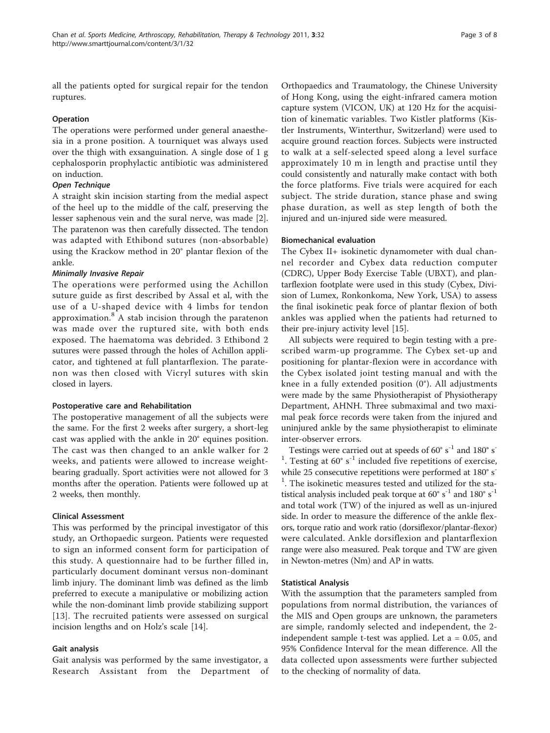all the patients opted for surgical repair for the tendon ruptures.

### Operation

The operations were performed under general anaesthesia in a prone position. A tourniquet was always used over the thigh with exsanguination. A single dose of 1 g cephalosporin prophylactic antibiotic was administered on induction.

#### *Open Technique*

A straight skin incision starting from the medial aspect of the heel up to the middle of the calf, preserving the lesser saphenous vein and the sural nerve, was made [2]. The paratenon was then carefully dissected. The tendon was adapted with Ethibond sutures (non-absorbable) using the Krackow method in 20° plantar flexion of the ankle.

#### *Minimally Invasive Repair*

The operations were performed using the Achillon suture guide as first described by Assal et al, with the use of a U-shaped device with 4 limbs for tendon approximation.[8] A stab incision through the paratenon was made over the ruptured site, with both ends exposed. The haematoma was debrided. 3 Ethibond 2 sutures were passed through the holes of Achillon applicator, and tightened at full plantarflexion. The paratenon was then closed with Vicryl sutures with skin closed in layers.

### Postoperative care and Rehabilitation

The postoperative management of all the subjects were the same. For the first 2 weeks after surgery, a short-leg cast was applied with the ankle in 20° equines position. The cast was then changed to an ankle walker for 2 weeks, and patients were allowed to increase weight-bearing gradually. Sport activities were not allowed for 3 months after the operation. Patients were followed up at 2 weeks, then monthly.

### Clinical Assessment

This was performed by the principal investigator of this study, an Orthopaedic surgeon. Patients were requested to sign an informed consent form for participation of this study. A questionnaire had to be further filled in, particularly document dominant versus non-dominant limb injury. The dominant limb was defined as the limb preferred to execute a manipulative or mobilizing action while the non-dominant limb provide stabilizing support [13]. The recruited patients were assessed on surgical incision lengths and on Holz's scale [14].

### Gait analysis

Gait analysis was performed by the same investigator, a Research Assistant from the Department of Orthopaedics and Traumatology, the Chinese University of Hong Kong, using the eight-infrared camera motion capture system (VICON, UK) at 120 Hz for the acquisition of kinematic variables. Two Kistler platforms (Kistler Instruments, Winterthur, Switzerland) were used to acquire ground reaction forces. Subjects were instructed to walk at a self-selected speed along a level surface approximately 10 m in length and practise until they could consistently and naturally make contact with both the force platforms. Five trials were acquired for each subject. The stride duration, stance phase and swing phase duration, as well as step length of both the injured and un-injured side were measured.

### Biomechanical evaluation

The Cybex II+ isokinetic dynamometer with dual channel recorder and Cybex data reduction computer (CDRC), Upper Body Exercise Table (UBXT), and plantarflexion footplate were used in this study (Cybex, Division of Lumex, Ronkonkoma, New York, USA) to assess the final isokinetic peak force of plantar flexion of both ankles was applied when the patients had returned to their pre-injury activity level [15].

All subjects were required to begin testing with a prescribed warm-up programme. The Cybex set-up and positioning for plantar-flexion were in accordance with the Cybex isolated joint testing manual and with the knee in a fully extended position (0°). All adjustments were made by the same Physiotherapist of Physiotherapy Department, AHNH. Three submaximal and two maximal peak force records were taken from the injured and uninjured ankle by the same physiotherapist to eliminate inter-observer errors.

Testings were carried out at speeds of $60° s^{-1}$ and $180° s^{-1}$. Testing at $60° s^{-1}$ included five repetitions of exercise, while 25 consecutive repetitions were performed at $180° s^{-1}$. The isokinetic measures tested and utilized for the statistical analysis included peak torque at $60° s^{-1}$ and $180° s^{-1}$ and total work (TW) of the injured as well as un-injured side. In order to measure the difference of the ankle flexors, torque ratio and work ratio (dorsiflexor/plantar-flexor) were calculated. Ankle dorsiflexion and plantarflexion range were also measured. Peak torque and TW are given in Newton-metres (Nm) and AP in watts.

### Statistical Analysis

With the assumption that the parameters sampled from populations from normal distribution, the variances of the MIS and Open groups are unknown, the parameters are simple, randomly selected and independent, the 2-independent sample t-test was applied. Let $a = 0.05$, and 95% Confidence Interval for the mean difference. All the data collected upon assessments were further subjected to the checking of normality of data.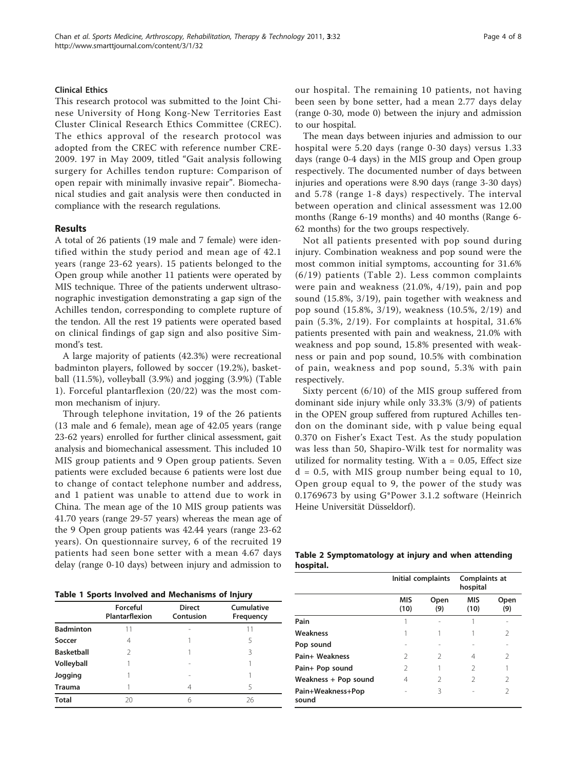### Clinical Ethics

This research protocol was submitted to the Joint Chinese University of Hong Kong-New Territories East Cluster Clinical Research Ethics Committee (CREC). The ethics approval of the research protocol was adopted from the CREC with reference number CRE-2009. 197 in May 2009, titled "Gait analysis following surgery for Achilles tendon rupture: Comparison of open repair with minimally invasive repair". Biomechanical studies and gait analysis were then conducted in compliance with the research regulations.

## Results

A total of 26 patients (19 male and 7 female) were identified within the study period and mean age of 42.1 years (range 23-62 years). 15 patients belonged to the Open group while another 11 patients were operated by MIS technique. Three of the patients underwent ultrasonographic investigation demonstrating a gap sign of the Achilles tendon, corresponding to complete rupture of the tendon. All the rest 19 patients were operated based on clinical findings of gap sign and also positive Simmond's test.

A large majority of patients (42.3%) were recreational badminton players, followed by soccer (19.2%), basketball (11.5%), volleyball (3.9%) and jogging (3.9%) (Table 1). Forceful plantarflexion (20/22) was the most common mechanism of injury.

Through telephone invitation, 19 of the 26 patients (13 male and 6 female), mean age of 42.05 years (range 23-62 years) enrolled for further clinical assessment, gait analysis and biomechanical assessment. This included 10 MIS group patients and 9 Open group patients. Seven patients were excluded because 6 patients were lost due to change of contact telephone number and address, and 1 patient was unable to attend due to work in China. The mean age of the 10 MIS group patients was 41.70 years (range 29-57 years) whereas the mean age of the 9 Open group patients was 42.44 years (range 23-62 years). On questionnaire survey, 6 of the recruited 19 patients had seen bone setter with a mean 4.67 days delay (range 0-10 days) between injury and admission to our hospital. The remaining 10 patients, not having been seen by bone setter, had a mean 2.77 days delay (range 0-30, mode 0) between the injury and admission to our hospital.

The mean days between injuries and admission to our hospital were 5.20 days (range 0-30 days) versus 1.33 days (range 0-4 days) in the MIS group and Open group respectively. The documented number of days between injuries and operations were 8.90 days (range 3-30 days) and 5.78 (range 1-8 days) respectively. The interval between operation and clinical assessment was 12.00 months (Range 6-19 months) and 40 months (Range 6-62 months) for the two groups respectively.

Not all patients presented with pop sound during injury. Combination weakness and pop sound were the most common initial symptoms, accounting for 31.6% (6/19) patients (Table 2). Less common complaints were pain and weakness (21.0%, 4/19), pain and pop sound (15.8%, 3/19), pain together with weakness and pop sound (15.8%, 3/19), weakness (10.5%, 2/19) and pain (5.3%, 2/19). For complaints at hospital, 31.6% patients presented with pain and weakness, 21.0% with weakness and pop sound, 15.8% presented with weakness or pain and pop sound, 10.5% with combination of pain, weakness and pop sound, 5.3% with pain respectively.

Sixty percent (6/10) of the MIS group suffered from dominant side injury while only 33.3% (3/9) of patients in the OPEN group suffered from ruptured Achilles tendon on the dominant side, with p value being equal 0.370 on Fisher's Exact Test. As the study population was less than 50, Shapiro-Wilk test for normality was utilized for normality testing. With $a = 0.05$, Effect size $d = 0.5$, with MIS group number being equal to 10, Open group equal to 9, the power of the study was 0.1769673 by using G*Power 3.1.2 software (Heinrich Heine Universität Düsseldorf).

**Table 1 Sports Involved and Mechanisms of Injury**

| | Forceful Plantarflexion | Direct Contusion | Cumulative Frequency |
|---|---|---|---|
| **Badminton** | 11 | - | 11 |
| **Soccer** | 4 | 1 | 5 |
| **Basketball** | 2 | 1 | 3 |
| **Volleyball** | 1 | - | 1 |
| **Jogging** | 1 | - | 1 |
| **Trauma** | 1 | 4 | 5 |
| **Total** | 20 | 6 | 26 |

**Table 2 Symptomatology at injury and when attending hospital.**

| | Initial complaints | | Complaints at hospital | |
|---|---|---|---|---|
| | MIS (10) | Open (9) | MIS (10) | Open (9) |
| **Pain** | 1 | - | 1 | - |
| **Weakness** | 1 | 1 | 1 | 2 |
| **Pop sound** | - | - | - | - |
| **Pain+ Weakness** | 2 | 2 | 4 | 2 |
| **Pain+ Pop sound** | 2 | 1 | 2 | 1 |
| **Weakness + Pop sound** | 4 | 2 | 2 | 2 |
| **Pain+Weakness+Pop sound** | - | 3 | - | 2 |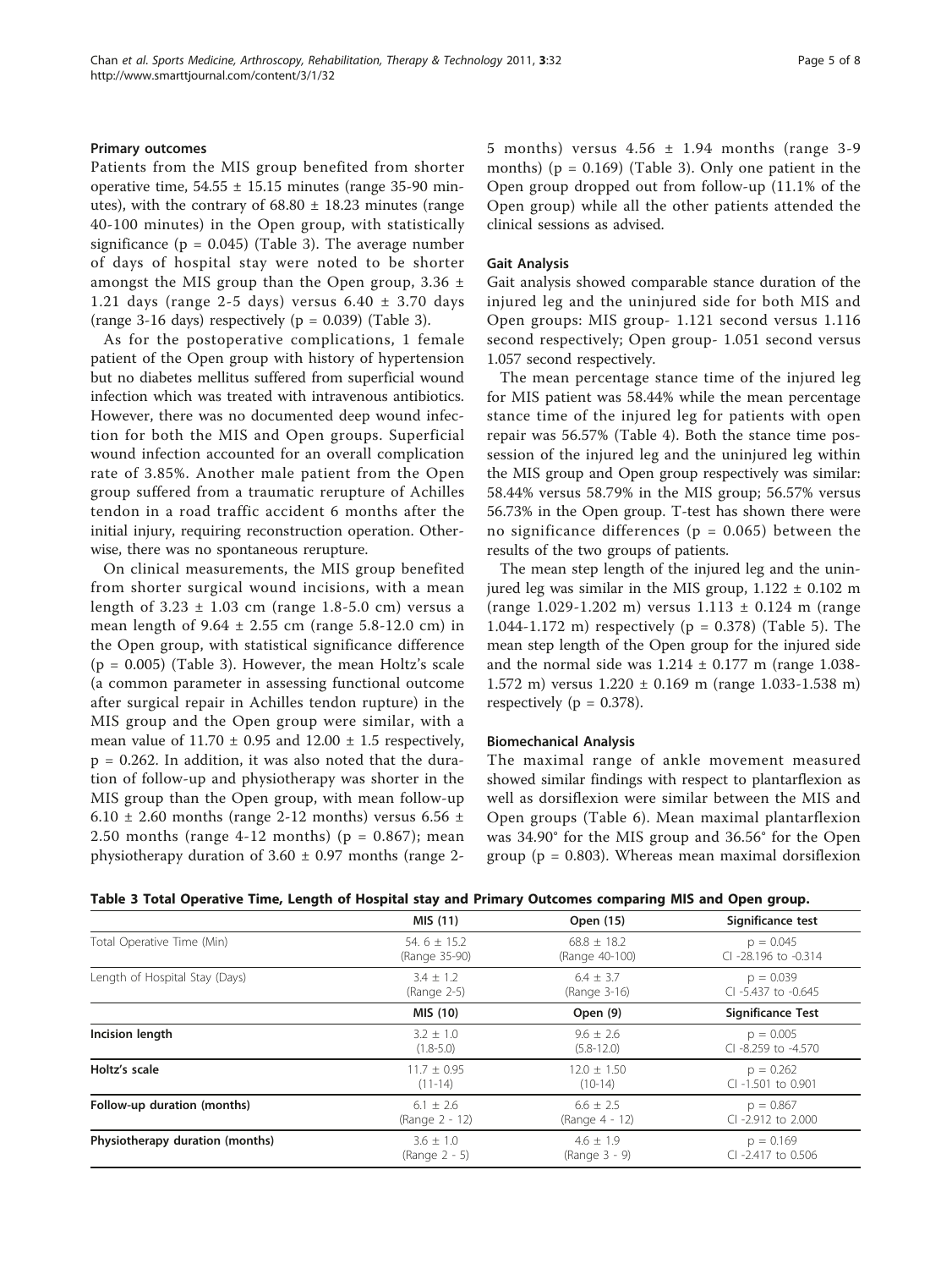### Primary outcomes

Patients from the MIS group benefited from shorter operative time, 54.55 ± 15.15 minutes (range 35-90 minutes), with the contrary of 68.80 ± 18.23 minutes (range 40-100 minutes) in the Open group, with statistically significance ($p = 0.045$) (Table 3). The average number of days of hospital stay were noted to be shorter amongst the MIS group than the Open group, 3.36 ± 1.21 days (range 2-5 days) versus 6.40 ± 3.70 days (range 3-16 days) respectively ($p = 0.039$) (Table 3).

As for the postoperative complications, 1 female patient of the Open group with history of hypertension but no diabetes mellitus suffered from superficial wound infection which was treated with intravenous antibiotics. However, there was no documented deep wound infection for both the MIS and Open groups. Superficial wound infection accounted for an overall complication rate of 3.85%. Another male patient from the Open group suffered from a traumatic rerupture of Achilles tendon in a road traffic accident 6 months after the initial injury, requiring reconstruction operation. Otherwise, there was no spontaneous rerupture.

On clinical measurements, the MIS group benefited from shorter surgical wound incisions, with a mean length of 3.23 ± 1.03 cm (range 1.8-5.0 cm) versus a mean length of 9.64 ± 2.55 cm (range 5.8-12.0 cm) in the Open group, with statistical significance difference ($p = 0.005$) (Table 3). However, the mean Holtz's scale (a common parameter in assessing functional outcome after surgical repair in Achilles tendon rupture) in the MIS group and the Open group were similar, with a mean value of 11.70 ± 0.95 and 12.00 ± 1.5 respectively, $p = 0.262$. In addition, it was also noted that the duration of follow-up and physiotherapy was shorter in the MIS group than the Open group, with mean follow-up 6.10 ± 2.60 months (range 2-12 months) versus 6.56 ± 2.50 months (range 4-12 months) ($p = 0.867$); mean physiotherapy duration of 3.60 ± 0.97 months (range 2-5 months) versus 4.56 ± 1.94 months (range 3-9 months) ($p = 0.169$) (Table 3). Only one patient in the Open group dropped out from follow-up (11.1% of the Open group) while all the other patients attended the clinical sessions as advised.

### Gait Analysis

Gait analysis showed comparable stance duration of the injured leg and the uninjured side for both MIS and Open groups: MIS group- 1.121 second versus 1.116 second respectively; Open group- 1.051 second versus 1.057 second respectively.

The mean percentage stance time of the injured leg for MIS patient was 58.44% while the mean percentage stance time of the injured leg for patients with open repair was 56.57% (Table 4). Both the stance time possession of the injured leg and the uninjured leg within the MIS group and Open group respectively was similar: 58.44% versus 58.79% in the MIS group; 56.57% versus 56.73% in the Open group. T-test has shown there were no significance differences ($p = 0.065$) between the results of the two groups of patients.

The mean step length of the injured leg and the uninjured leg was similar in the MIS group, 1.122 ± 0.102 m (range 1.029-1.202 m) versus 1.113 ± 0.124 m (range 1.044-1.172 m) respectively ($p = 0.378$) (Table 5). The mean step length of the Open group for the injured side and the normal side was 1.214 ± 0.177 m (range 1.038-1.572 m) versus 1.220 ± 0.169 m (range 1.033-1.538 m) respectively ($p = 0.378$).

### Biomechanical Analysis

The maximal range of ankle movement measured showed similar findings with respect to plantarflexion as well as dorsiflexion were similar between the MIS and Open groups (Table 6). Mean maximal plantarflexion was 34.90° for the MIS group and 36.56° for the Open group ($p = 0.803$). Whereas mean maximal dorsiflexion

**Table 3 Total Operative Time, Length of Hospital stay and Primary Outcomes comparing MIS and Open group.**

| | MIS (11) | Open (15) | Significance test |
|---|---|---|---|
| Total Operative Time (Min) | 54. 6 ± 15.2 (Range 35-90) | 68.8 ± 18.2 (Range 40-100) | p = 0.045 CI -28.196 to -0.314 |
| Length of Hospital Stay (Days) | 3.4 ± 1.2 (Range 2-5) | 6.4 ± 3.7 (Range 3-16) | p = 0.039 CI -5.437 to -0.645 |
| | **MIS (10)** | **Open (9)** | **Significance Test** |
| **Incision length** | 3.2 ± 1.0 (1.8-5.0) | 9.6 ± 2.6 (5.8-12.0) | p = 0.005 CI -8.259 to -4.570 |
| **Holtz's scale** | 11.7 ± 0.95 (11-14) | 12.0 ± 1.50 (10-14) | p = 0.262 CI -1.501 to 0.901 |
| **Follow-up duration (months)** | 6.1 ± 2.6 (Range 2 - 12) | 6.6 ± 2.5 (Range 4 - 12) | p = 0.867 CI -2.912 to 2.000 |
| **Physiotherapy duration (months)** | 3.6 ± 1.0 (Range 2 - 5) | 4.6 ± 1.9 (Range 3 - 9) | p = 0.169 CI -2.417 to 0.506 |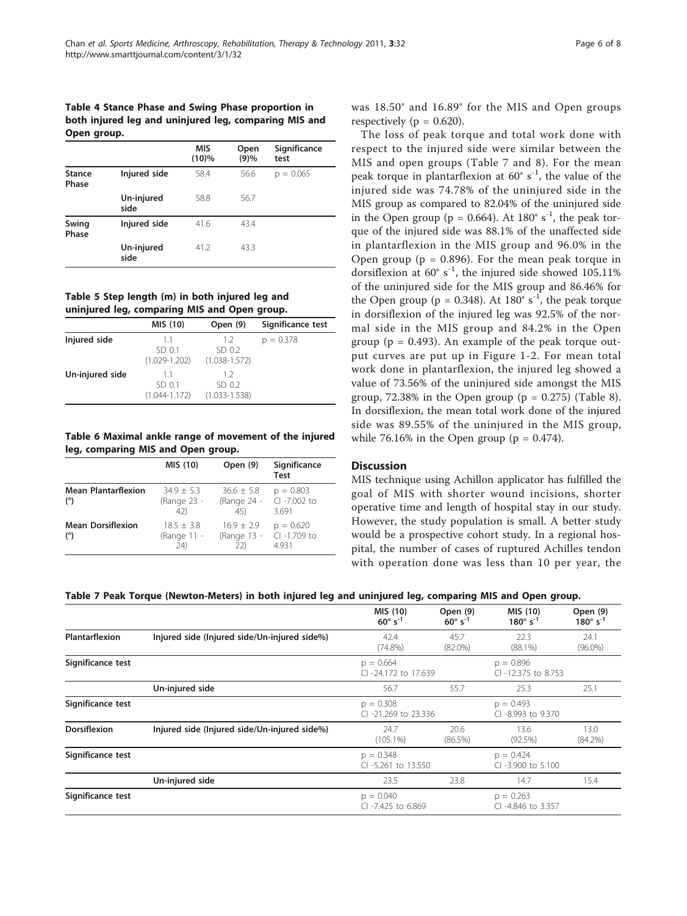**Table 4 Stance Phase and Swing Phase proportion in both injured leg and uninjured leg, comparing MIS and Open group.**

| | | MIS (10)% | Open (9)% | Significance test |
|---|---|---|---|---|
| **Stance Phase** | **Injured side** | 58.4 | 56.6 | p = 0.065 |
| | **Un-injured side** | 58.8 | 56.7 | |
| **Swing Phase** | **Injured side** | 41.6 | 43.4 | |
| | **Un-injured side** | 41.2 | 43.3 | |

**Table 5 Step length (m) in both injured leg and uninjured leg, comparing MIS and Open group.**

| | MIS (10) | Open (9) | Significance test |
|---|---|---|---|
| **Injured side** | 1.1 SD 0.1 (1.029-1.202) | 1.2 SD 0.2 (1.038-1.572) | p = 0.378 |
| **Un-injured side** | 1.1 SD 0.1 (1.044-1.172) | 1.2 SD 0.2 (1.033-1.538) | |

**Table 6 Maximal ankle range of movement of the injured leg, comparing MIS and Open group.**

| | MIS (10) | Open (9) | Significance Test |
|---|---|---|---|
| **Mean Plantarflexion (°)** | 34.9 ± 5.3 (Range 23 - 42) | 36.6 ± 5.8 (Range 24 - 45) | p = 0.803 CI -7.002 to 3.691 |
| **Mean Dorsiflexion (°)** | 18.5 ± 3.8 (Range 11 - 24) | 16.9 ± 2.9 (Range 13 - 22) | p = 0.620 CI -1.709 to 4.931 |

was 18.50° and 16.89° for the MIS and Open groups respectively (p = 0.620).

The loss of peak torque and total work done with respect to the injured side were similar between the MIS and open groups (Table 7 and 8). For the mean peak torque in plantarflexion at 60° $s^{-1}$, the value of the injured side was 74.78% of the uninjured side in the MIS group as compared to 82.04% of the uninjured side in the Open group (p = 0.664). At 180° $s^{-1}$, the peak torque of the injured side was 88.1% of the unaffected side in plantarflexion in the MIS group and 96.0% in the Open group (p = 0.896). For the mean peak torque in dorsiflexion at 60° $s^{-1}$, the injured side showed 105.11% of the uninjured side for the MIS group and 86.46% for the Open group (p = 0.348). At 180° $s^{-1}$, the peak torque in dorsiflexion of the injured leg was 92.5% of the normal side in the MIS group and 84.2% in the Open group (p = 0.493). An example of the peak torque output curves are put up in Figure 1-2. For mean total work done in plantarflexion, the injured leg showed a value of 73.56% of the uninjured side amongst the MIS group, 72.38% in the Open group (p = 0.275) (Table 8). In dorsiflexion, the mean total work done of the injured side was 89.55% of the uninjured in the MIS group, while 76.16% in the Open group (p = 0.474).

## Discussion

MIS technique using Achillon applicator has fulfilled the goal of MIS with shorter wound incisions, shorter operative time and length of hospital stay in our study. However, the study population is small. A better study would be a prospective cohort study. In a regional hospital, the number of cases of ruptured Achilles tendon with operation done was less than 10 per year, the

**Table 7 Peak Torque (Newton-Meters) in both injured leg and uninjured leg, comparing MIS and Open group.**

| | | MIS (10) 60° $s^{-1}$ | Open (9) 60° $s^{-1}$ | MIS (10) 180° $s^{-1}$ | Open (9) 180° $s^{-1}$ |
|---|---|---|---|---|---|
| **Plantarflexion** | Injured side (Injured side/Un-injured side%) | 42.4 (74.8%) | 45.7 (82.0%) | 22.3 (88.1%) | 24.1 (96.0%) |
| **Significance test** | | p = 0.664 CI -24.172 to 17.639 | | p = 0.896 CI -12.375 to 8.753 | |
| | Un-injured side | 56.7 | 55.7 | 25.3 | 25.1 |
| **Significance test** | | p = 0.308 CI -21.269 to 23.336 | | p = 0.493 CI -8.993 to 9.370 | |
| **Dorsiflexion** | Injured side (Injured side/Un-injured side%) | 24.7 (105.1%) | 20.6 (86.5%) | 13.6 (92.5%) | 13.0 (84.2%) |
| **Significance test** | | p = 0.348 CI -5.261 to 13.550 | | p = 0.424 CI -3.900 to 5.100 | |
| | Un-injured side | 23.5 | 23.8 | 14.7 | 15.4 |
| **Significance test** | | p = 0.040 CI -7.425 to 6.869 | | p = 0.263 CI -4.846 to 3.357 | |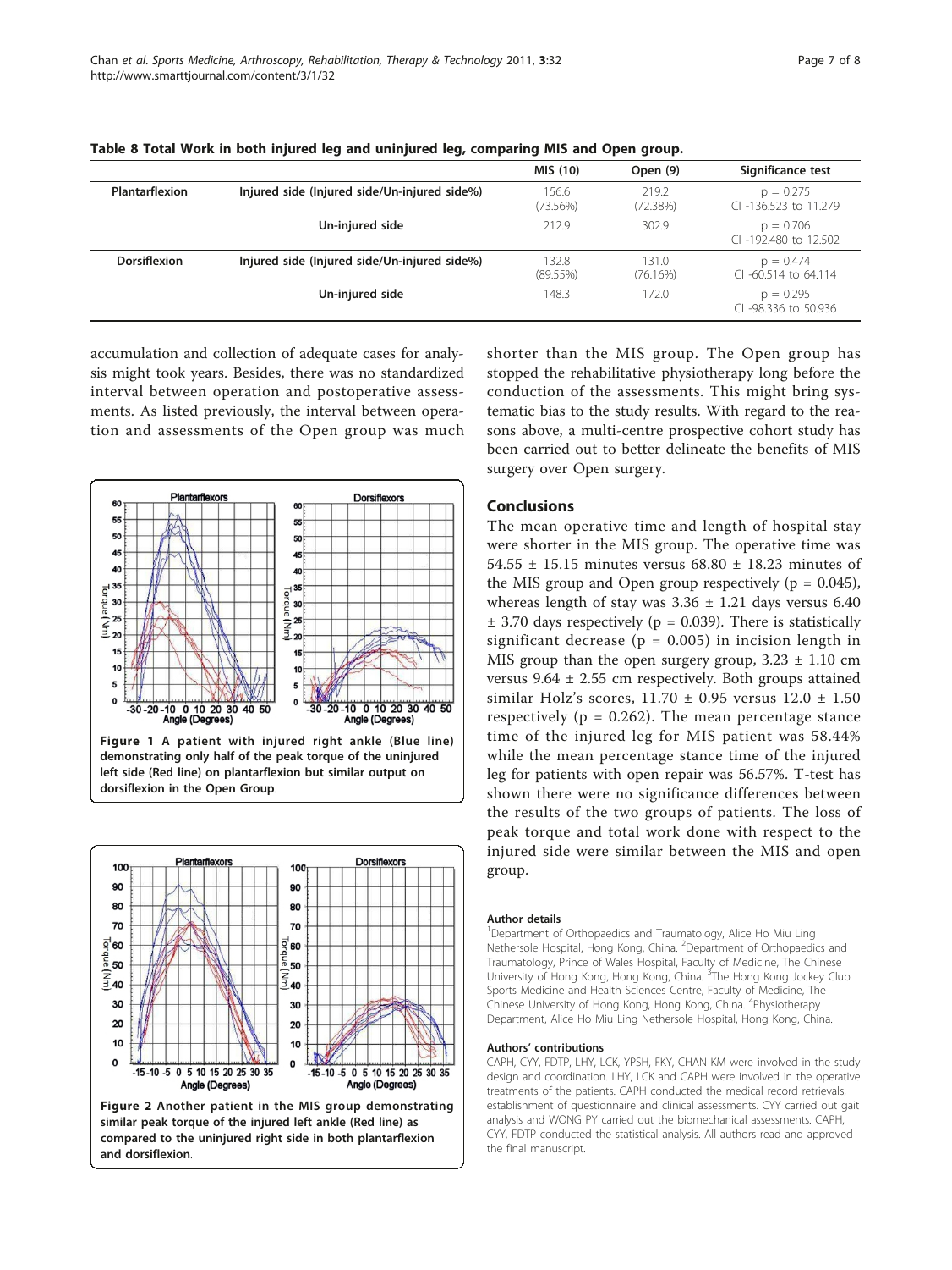**Table 8 Total Work in both injured leg and uninjured leg, comparing MIS and Open group.**

| | | MIS (10) | Open (9) | Significance test |
|---|---|---|---|---|
| **Plantarflexion** | **Injured side (Injured side/Un-injured side%)** | 156.6 (73.56%) | 219.2 (72.38%) | p = 0.275 CI -136.523 to 11.279 |
| | **Un-injured side** | 212.9 | 302.9 | p = 0.706 CI -192.480 to 12.502 |
| **Dorsiflexion** | **Injured side (Injured side/Un-injured side%)** | 132.8 (89.55%) | 131.0 (76.16%) | p = 0.474 CI -60.514 to 64.114 |
| | **Un-injured side** | 148.3 | 172.0 | p = 0.295 CI -98.336 to 50.936 |

accumulation and collection of adequate cases for analysis might took years. Besides, there was no standardized interval between operation and postoperative assessments. As listed previously, the interval between operation and assessments of the Open group was much shorter than the MIS group. The Open group has stopped the rehabilitative physiotherapy long before the conduction of the assessments. This might bring systematic bias to the study results. With regard to the reasons above, a multi-centre prospective cohort study has been carried out to better delineate the benefits of MIS surgery over Open surgery.

**Figure 1 A patient with injured right ankle (Blue line) demonstrating only half of the peak torque of the uninjured left side (Red line) on plantarflexion but similar output on dorsiflexion in the Open Group.**

**Figure 2 Another patient in the MIS group demonstrating similar peak torque of the injured left ankle (Red line) as compared to the uninjured right side in both plantarflexion and dorsiflexion.**

## Conclusions

The mean operative time and length of hospital stay were shorter in the MIS group. The operative time was 54.55 ± 15.15 minutes versus 68.80 ± 18.23 minutes of the MIS group and Open group respectively ($p = 0.045$), whereas length of stay was 3.36 ± 1.21 days versus 6.40 ± 3.70 days respectively ($p = 0.039$). There is statistically significant decrease ($p = 0.005$) in incision length in MIS group than the open surgery group, 3.23 ± 1.10 cm versus 9.64 ± 2.55 cm respectively. Both groups attained similar Holz's scores, 11.70 ± 0.95 versus 12.0 ± 1.50 respectively ($p = 0.262$). The mean percentage stance time of the injured leg for MIS patient was 58.44% while the mean percentage stance time of the injured leg for patients with open repair was 56.57%. T-test has shown there were no significance differences between the results of the two groups of patients. The loss of peak torque and total work done with respect to the injured side were similar between the MIS and open group.

#### Author details

[1]Department of Orthopaedics and Traumatology, Alice Ho Miu Ling Nethersole Hospital, Hong Kong, China. [2]Department of Orthopaedics and Traumatology, Prince of Wales Hospital, Faculty of Medicine, The Chinese University of Hong Kong, Hong Kong, China. [3]The Hong Kong Jockey Club Sports Medicine and Health Sciences Centre, Faculty of Medicine, The Chinese University of Hong Kong, Hong Kong, China. [4]Physiotherapy Department, Alice Ho Miu Ling Nethersole Hospital, Hong Kong, China.

#### Authors' contributions

CAPH, CYY, FDTP, LHY, LCK, YPSH, FKY, CHAN KM were involved in the study design and coordination. LHY, LCK and CAPH were involved in the operative treatments of the patients. CAPH conducted the medical record retrievals, establishment of questionnaire and clinical assessments. CYY carried out gait analysis and WONG PY carried out the biomechanical assessments. CAPH, CYY, FDTP conducted the statistical analysis. All authors read and approved the final manuscript.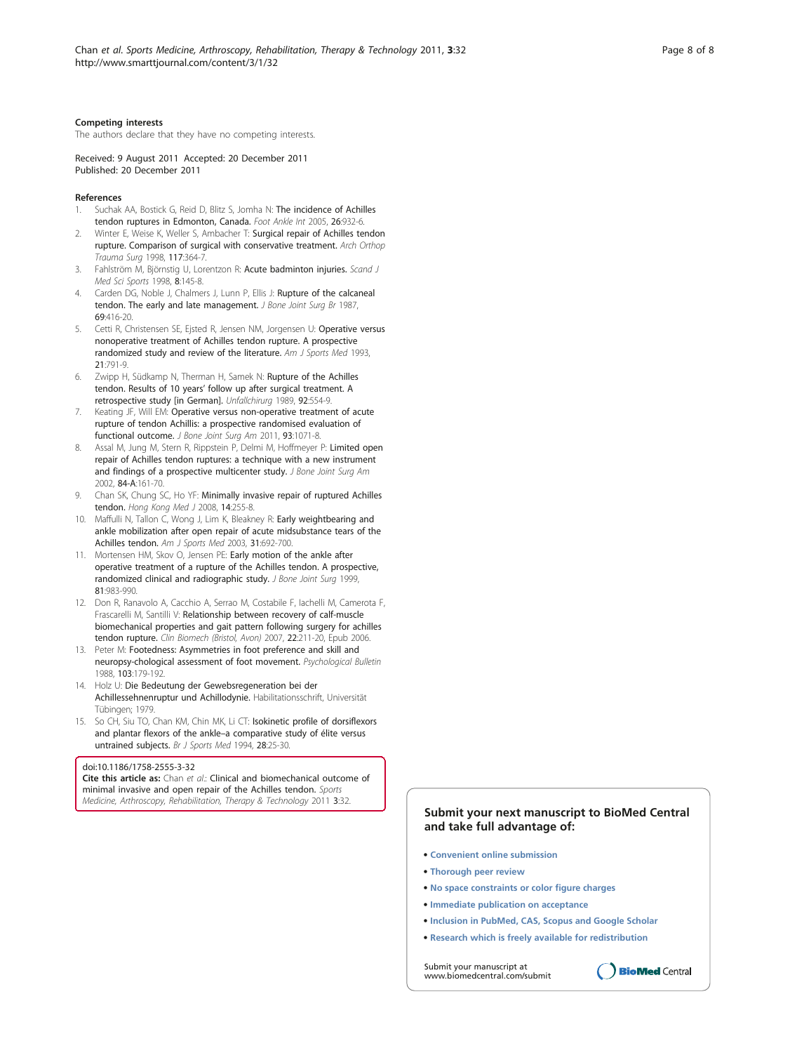### Competing interests

The authors declare that they have no competing interests.

Received: 9 August 2011 Accepted: 20 December 2011
Published: 20 December 2011

### References

1. Suchak AA, Bostick G, Reid D, Blitz S, Jomha N: **The incidence of Achilles tendon ruptures in Edmonton, Canada.** *Foot Ankle Int* 2005, **26**:932-6.
2. Winter E, Weise K, Weller S, Ambacher T: **Surgical repair of Achilles tendon rupture. Comparison of surgical with conservative treatment.** *Arch Orthop Trauma Surg* 1998, **117**:364-7.
3. Fahlström M, Björnstig U, Lorentzon R: **Acute badminton injuries.** *Scand J Med Sci Sports* 1998, **8**:145-8.
4. Carden DG, Noble J, Chalmers J, Lunn P, Ellis J: **Rupture of the calcaneal tendon. The early and late management.** *J Bone Joint Surg Br* 1987, **69**:416-20.
5. Cetti R, Christensen SE, Ejsted R, Jensen NM, Jorgensen U: **Operative versus nonoperative treatment of Achilles tendon rupture. A prospective randomized study and review of the literature.** *Am J Sports Med* 1993, **21**:791-9.
6. Zwipp H, Südkamp N, Therman H, Samek N: **Rupture of the Achilles tendon. Results of 10 years' follow up after surgical treatment. A retrospective study [in German].** *Unfallchirurg* 1989, **92**:554-9.
7. Keating JF, Will EM: **Operative versus non-operative treatment of acute rupture of tendon Achillis: a prospective randomised evaluation of functional outcome.** *J Bone Joint Surg Am* 2011, **93**:1071-8.
8. Assal M, Jung M, Stern R, Rippstein P, Delmi M, Hoffmeyer P: **Limited open repair of Achilles tendon ruptures: a technique with a new instrument and findings of a prospective multicenter study.** *J Bone Joint Surg Am* 2002, **84-A**:161-70.
9. Chan SK, Chung SC, Ho YF: **Minimally invasive repair of ruptured Achilles tendon.** *Hong Kong Med J* 2008, **14**:255-8.
10. Maffulli N, Tallon C, Wong J, Lim K, Bleakney R: **Early weightbearing and ankle mobilization after open repair of acute midsubstance tears of the Achilles tendon.** *Am J Sports Med* 2003, **31**:692-700.
11. Mortensen HM, Skov O, Jensen PE: **Early motion of the ankle after operative treatment of a rupture of the Achilles tendon. A prospective, randomized clinical and radiographic study.** *J Bone Joint Surg* 1999, **81**:983-990.
12. Don R, Ranavolo A, Cacchio A, Serrao M, Costabile F, Iachelli M, Camerota F, Frascarelli M, Santilli V: **Relationship between recovery of calf-muscle biomechanical properties and gait pattern following surgery for achilles tendon rupture.** *Clin Biomech (Bristol, Avon)* 2007, **22**:211-20, Epub 2006.
13. Peter M: **Footedness: Asymmetries in foot preference and skill and neuropsy-chological assessment of foot movement.** *Psychological Bulletin* 1988, **103**:179-192.
14. Holz U: **Die Bedeutung der Gewebsregeneration bei der Achillessehnenruptur und Achillodynie.** Habilitationsschrift, Universität Tübingen; 1979.
15. So CH, Siu TO, Chan KM, Chin MK, Li CT: **Isokinetic profile of dorsiflexors and plantar flexors of the ankle–a comparative study of élite versus untrained subjects.** *Br J Sports Med* 1994, **28**:25-30.

doi:10.1186/1758-2555-3-32
**Cite this article as:** Chan *et al.*: Clinical and biomechanical outcome of minimal invasive and open repair of the Achilles tendon. *Sports Medicine, Arthroscopy, Rehabilitation, Therapy & Technology* 2011 3:32.

**Submit your next manuscript to BioMed Central and take full advantage of:**

- Convenient online submission
- Thorough peer review
- No space constraints or color figure charges
- Immediate publication on acceptance
- Inclusion in PubMed, CAS, Scopus and Google Scholar
- Research which is freely available for redistribution

Submit your manuscript at
www.biomedcentral.com/submit

BioMed Central